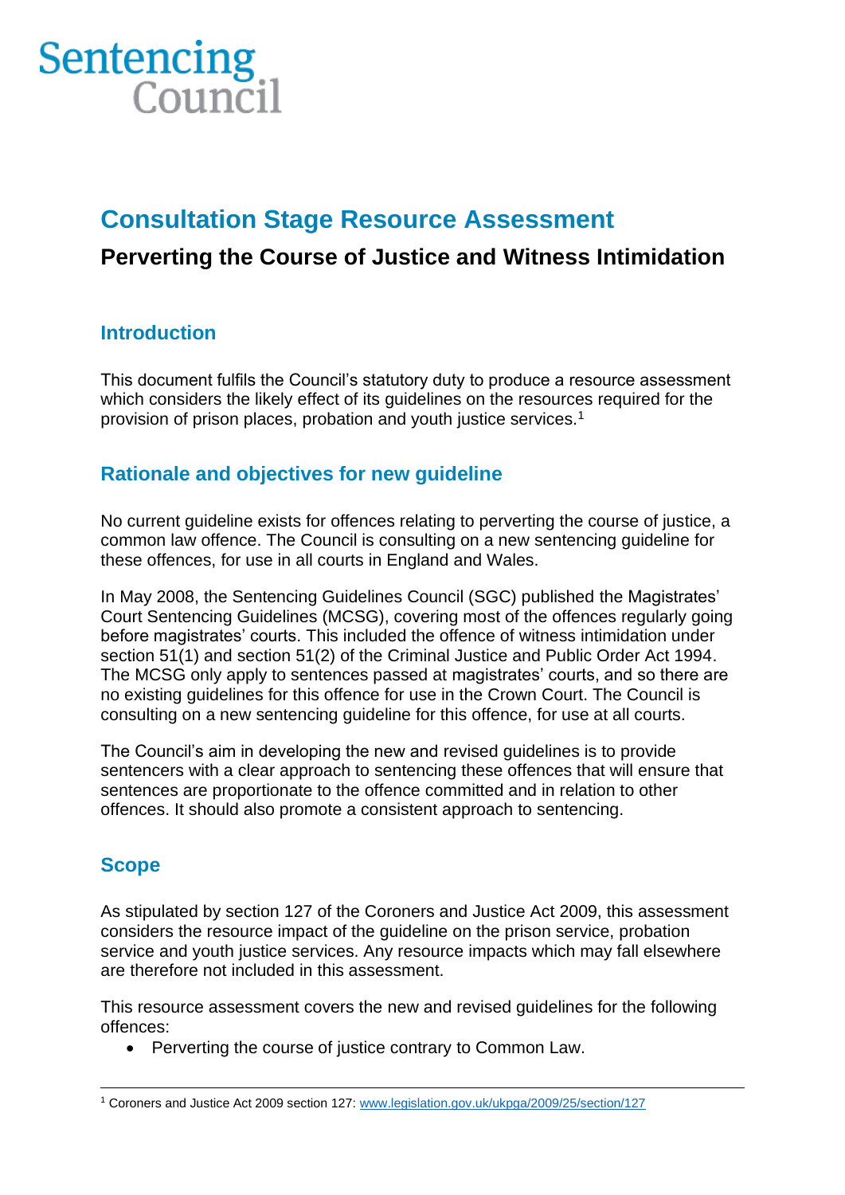Sentencing Council

# Consultation Stage Resource Assessment

## Perverting the Course of Justice and Witness Intimidation

### Introduction

This document fulfils the Council's statutory duty to produce a resource assessment which considers the likely effect of its guidelines on the resources required for the provision of prison places, probation and youth justice services.[1]

### Rationale and objectives for new guideline

No current guideline exists for offences relating to perverting the course of justice, a common law offence. The Council is consulting on a new sentencing guideline for these offences, for use in all courts in England and Wales.

In May 2008, the Sentencing Guidelines Council (SGC) published the Magistrates' Court Sentencing Guidelines (MCSG), covering most of the offences regularly going before magistrates' courts. This included the offence of witness intimidation under section 51(1) and section 51(2) of the Criminal Justice and Public Order Act 1994. The MCSG only apply to sentences passed at magistrates' courts, and so there are no existing guidelines for this offence for use in the Crown Court. The Council is consulting on a new sentencing guideline for this offence, for use at all courts.

The Council's aim in developing the new and revised guidelines is to provide sentencers with a clear approach to sentencing these offences that will ensure that sentences are proportionate to the offence committed and in relation to other offences. It should also promote a consistent approach to sentencing.

### Scope

As stipulated by section 127 of the Coroners and Justice Act 2009, this assessment considers the resource impact of the guideline on the prison service, probation service and youth justice services. Any resource impacts which may fall elsewhere are therefore not included in this assessment.

This resource assessment covers the new and revised guidelines for the following offences:

- Perverting the course of justice contrary to Common Law.

---

[1] Coroners and Justice Act 2009 section 127: www.legislation.gov.uk/ukpga/2009/25/section/127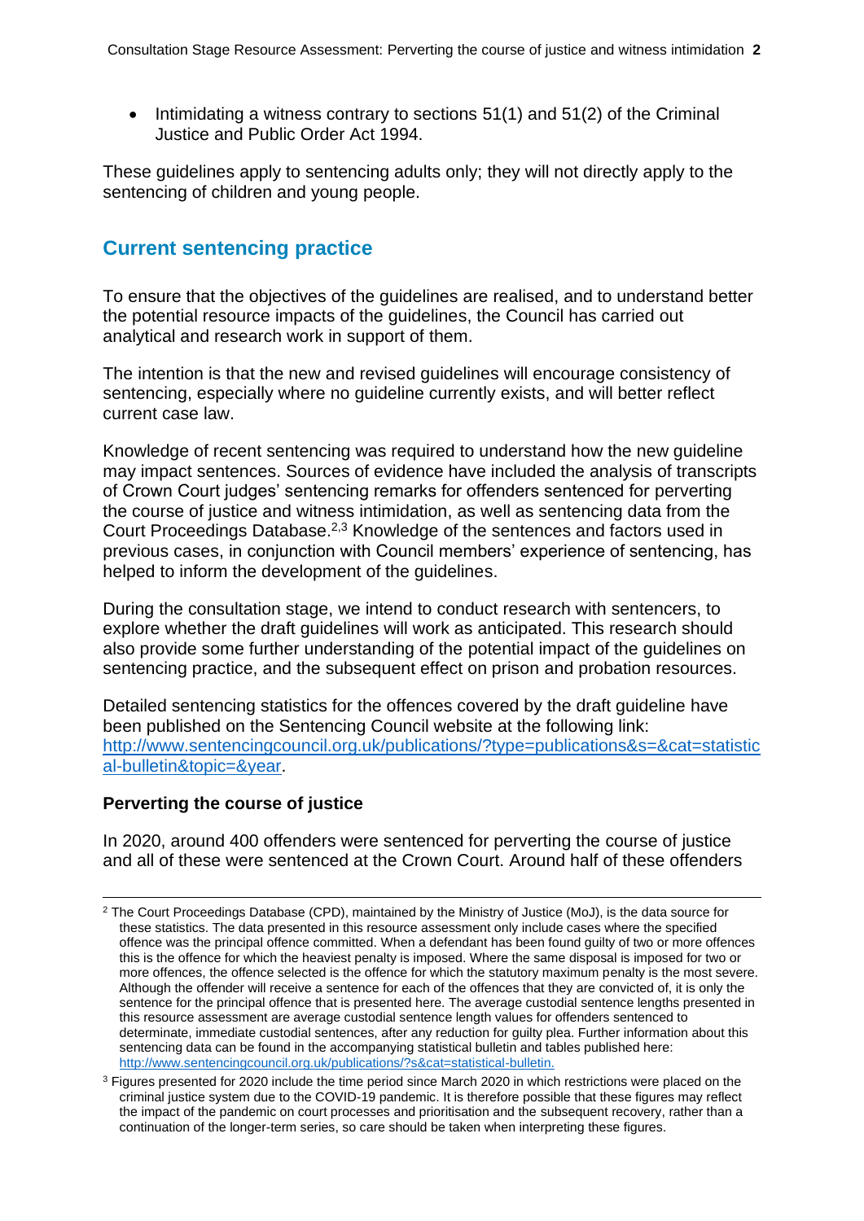- Intimidating a witness contrary to sections 51(1) and 51(2) of the Criminal Justice and Public Order Act 1994.

These guidelines apply to sentencing adults only; they will not directly apply to the sentencing of children and young people.

## Current sentencing practice

To ensure that the objectives of the guidelines are realised, and to understand better the potential resource impacts of the guidelines, the Council has carried out analytical and research work in support of them.

The intention is that the new and revised guidelines will encourage consistency of sentencing, especially where no guideline currently exists, and will better reflect current case law.

Knowledge of recent sentencing was required to understand how the new guideline may impact sentences. Sources of evidence have included the analysis of transcripts of Crown Court judges' sentencing remarks for offenders sentenced for perverting the course of justice and witness intimidation, as well as sentencing data from the Court Proceedings Database.[2,3] Knowledge of the sentences and factors used in previous cases, in conjunction with Council members' experience of sentencing, has helped to inform the development of the guidelines.

During the consultation stage, we intend to conduct research with sentencers, to explore whether the draft guidelines will work as anticipated. This research should also provide some further understanding of the potential impact of the guidelines on sentencing practice, and the subsequent effect on prison and probation resources.

Detailed sentencing statistics for the offences covered by the draft guideline have been published on the Sentencing Council website at the following link: http://www.sentencingcouncil.org.uk/publications/?type=publications&s=&cat=statistical-bulletin&topic=&year.

### Perverting the course of justice

In 2020, around 400 offenders were sentenced for perverting the course of justice and all of these were sentenced at the Crown Court. Around half of these offenders

[2] The Court Proceedings Database (CPD), maintained by the Ministry of Justice (MoJ), is the data source for these statistics. The data presented in this resource assessment only include cases where the specified offence was the principal offence committed. When a defendant has been found guilty of two or more offences this is the offence for which the heaviest penalty is imposed. Where the same disposal is imposed for two or more offences, the offence selected is the offence for which the statutory maximum penalty is the most severe. Although the offender will receive a sentence for each of the offences that they are convicted of, it is only the sentence for the principal offence that is presented here. The average custodial sentence lengths presented in this resource assessment are average custodial sentence length values for offenders sentenced to determinate, immediate custodial sentences, after any reduction for guilty plea. Further information about this sentencing data can be found in the accompanying statistical bulletin and tables published here: http://www.sentencingcouncil.org.uk/publications/?s&cat=statistical-bulletin.

[3] Figures presented for 2020 include the time period since March 2020 in which restrictions were placed on the criminal justice system due to the COVID-19 pandemic. It is therefore possible that these figures may reflect the impact of the pandemic on court processes and prioritisation and the subsequent recovery, rather than a continuation of the longer-term series, so care should be taken when interpreting these figures.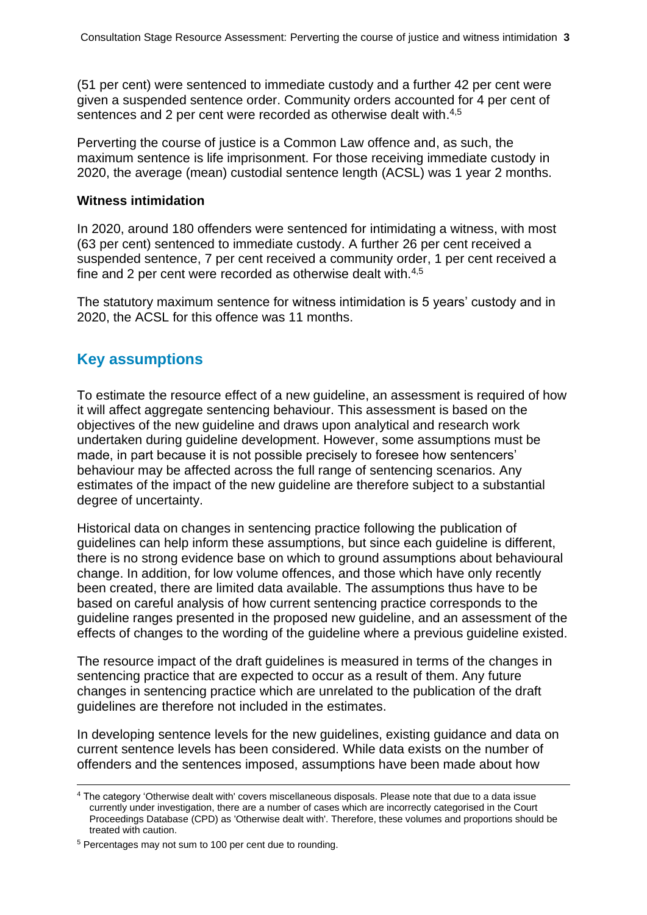(51 per cent) were sentenced to immediate custody and a further 42 per cent were given a suspended sentence order. Community orders accounted for 4 per cent of sentences and 2 per cent were recorded as otherwise dealt with.[4,5]

Perverting the course of justice is a Common Law offence and, as such, the maximum sentence is life imprisonment. For those receiving immediate custody in 2020, the average (mean) custodial sentence length (ACSL) was 1 year 2 months.

**Witness intimidation**

In 2020, around 180 offenders were sentenced for intimidating a witness, with most (63 per cent) sentenced to immediate custody. A further 26 per cent received a suspended sentence, 7 per cent received a community order, 1 per cent received a fine and 2 per cent were recorded as otherwise dealt with.[4,5]

The statutory maximum sentence for witness intimidation is 5 years' custody and in 2020, the ACSL for this offence was 11 months.

## Key assumptions

To estimate the resource effect of a new guideline, an assessment is required of how it will affect aggregate sentencing behaviour. This assessment is based on the objectives of the new guideline and draws upon analytical and research work undertaken during guideline development. However, some assumptions must be made, in part because it is not possible precisely to foresee how sentencers' behaviour may be affected across the full range of sentencing scenarios. Any estimates of the impact of the new guideline are therefore subject to a substantial degree of uncertainty.

Historical data on changes in sentencing practice following the publication of guidelines can help inform these assumptions, but since each guideline is different, there is no strong evidence base on which to ground assumptions about behavioural change. In addition, for low volume offences, and those which have only recently been created, there are limited data available. The assumptions thus have to be based on careful analysis of how current sentencing practice corresponds to the guideline ranges presented in the proposed new guideline, and an assessment of the effects of changes to the wording of the guideline where a previous guideline existed.

The resource impact of the draft guidelines is measured in terms of the changes in sentencing practice that are expected to occur as a result of them. Any future changes in sentencing practice which are unrelated to the publication of the draft guidelines are therefore not included in the estimates.

In developing sentence levels for the new guidelines, existing guidance and data on current sentence levels has been considered. While data exists on the number of offenders and the sentences imposed, assumptions have been made about how

[4] The category 'Otherwise dealt with' covers miscellaneous disposals. Please note that due to a data issue currently under investigation, there are a number of cases which are incorrectly categorised in the Court Proceedings Database (CPD) as 'Otherwise dealt with'. Therefore, these volumes and proportions should be treated with caution.

[5] Percentages may not sum to 100 per cent due to rounding.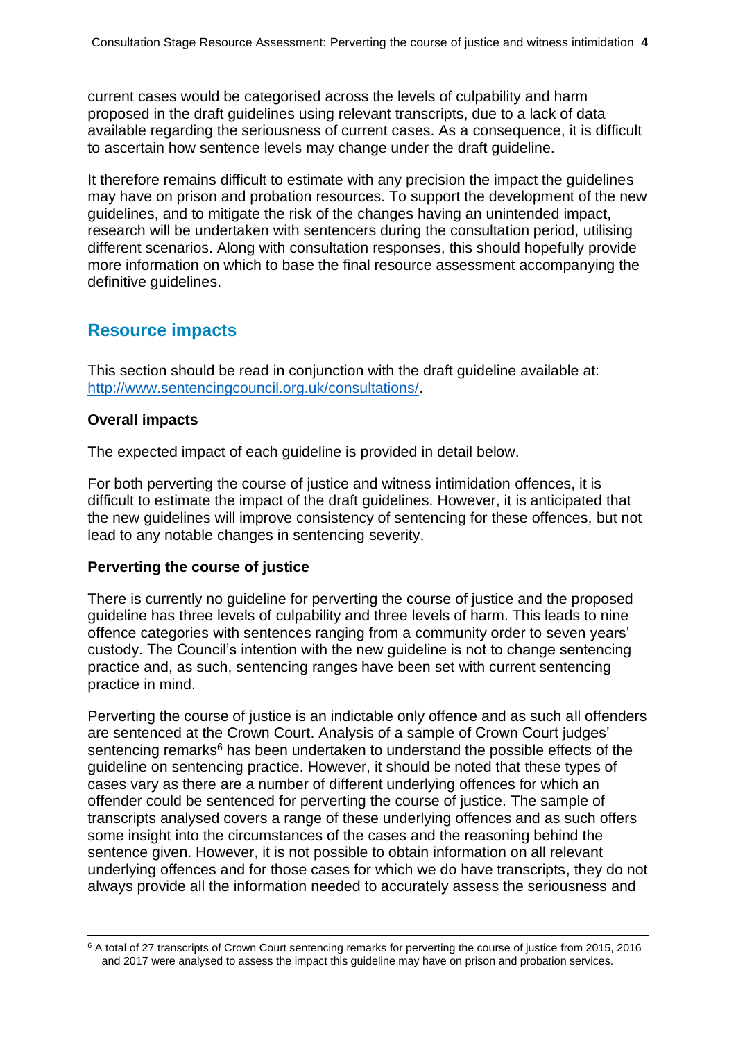current cases would be categorised across the levels of culpability and harm proposed in the draft guidelines using relevant transcripts, due to a lack of data available regarding the seriousness of current cases. As a consequence, it is difficult to ascertain how sentence levels may change under the draft guideline.

It therefore remains difficult to estimate with any precision the impact the guidelines may have on prison and probation resources. To support the development of the new guidelines, and to mitigate the risk of the changes having an unintended impact, research will be undertaken with sentencers during the consultation period, utilising different scenarios. Along with consultation responses, this should hopefully provide more information on which to base the final resource assessment accompanying the definitive guidelines.

## Resource impacts

This section should be read in conjunction with the draft guideline available at: [http://www.sentencingcouncil.org.uk/consultations/](http://www.sentencingcouncil.org.uk/consultations/).

**Overall impacts**

The expected impact of each guideline is provided in detail below.

For both perverting the course of justice and witness intimidation offences, it is difficult to estimate the impact of the draft guidelines. However, it is anticipated that the new guidelines will improve consistency of sentencing for these offences, but not lead to any notable changes in sentencing severity.

**Perverting the course of justice**

There is currently no guideline for perverting the course of justice and the proposed guideline has three levels of culpability and three levels of harm. This leads to nine offence categories with sentences ranging from a community order to seven years' custody. The Council's intention with the new guideline is not to change sentencing practice and, as such, sentencing ranges have been set with current sentencing practice in mind.

Perverting the course of justice is an indictable only offence and as such all offenders are sentenced at the Crown Court. Analysis of a sample of Crown Court judges' sentencing remarks[6] has been undertaken to understand the possible effects of the guideline on sentencing practice. However, it should be noted that these types of cases vary as there are a number of different underlying offences for which an offender could be sentenced for perverting the course of justice. The sample of transcripts analysed covers a range of these underlying offences and as such offers some insight into the circumstances of the cases and the reasoning behind the sentence given. However, it is not possible to obtain information on all relevant underlying offences and for those cases for which we do have transcripts, they do not always provide all the information needed to accurately assess the seriousness and

[6] A total of 27 transcripts of Crown Court sentencing remarks for perverting the course of justice from 2015, 2016 and 2017 were analysed to assess the impact this guideline may have on prison and probation services.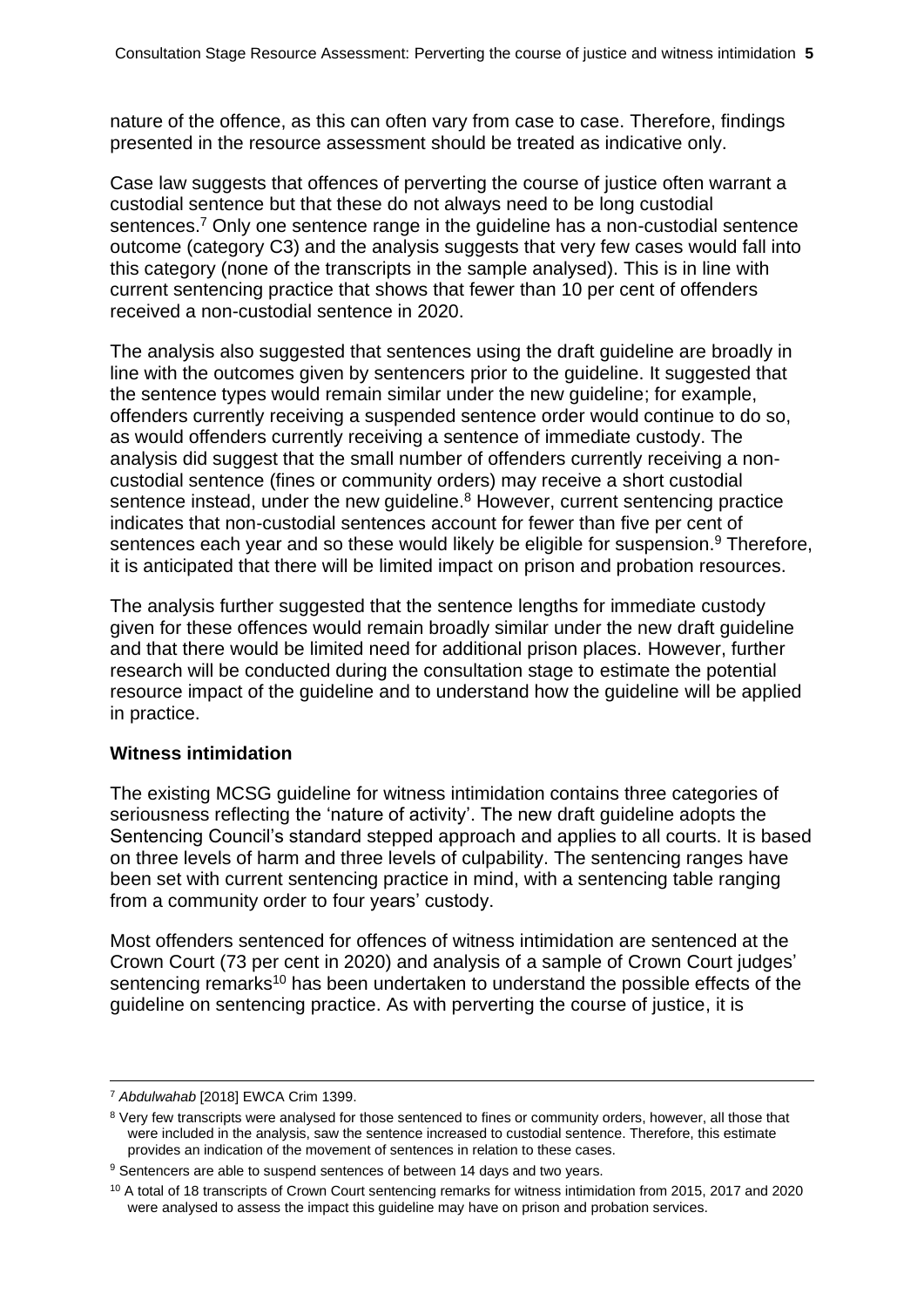nature of the offence, as this can often vary from case to case. Therefore, findings presented in the resource assessment should be treated as indicative only.

Case law suggests that offences of perverting the course of justice often warrant a custodial sentence but that these do not always need to be long custodial sentences.[7] Only one sentence range in the guideline has a non-custodial sentence outcome (category C3) and the analysis suggests that very few cases would fall into this category (none of the transcripts in the sample analysed). This is in line with current sentencing practice that shows that fewer than 10 per cent of offenders received a non-custodial sentence in 2020.

The analysis also suggested that sentences using the draft guideline are broadly in line with the outcomes given by sentencers prior to the guideline. It suggested that the sentence types would remain similar under the new guideline; for example, offenders currently receiving a suspended sentence order would continue to do so, as would offenders currently receiving a sentence of immediate custody. The analysis did suggest that the small number of offenders currently receiving a non-custodial sentence (fines or community orders) may receive a short custodial sentence instead, under the new guideline.[8] However, current sentencing practice indicates that non-custodial sentences account for fewer than five per cent of sentences each year and so these would likely be eligible for suspension.[9] Therefore, it is anticipated that there will be limited impact on prison and probation resources.

The analysis further suggested that the sentence lengths for immediate custody given for these offences would remain broadly similar under the new draft guideline and that there would be limited need for additional prison places. However, further research will be conducted during the consultation stage to estimate the potential resource impact of the guideline and to understand how the guideline will be applied in practice.

**Witness intimidation**

The existing MCSG guideline for witness intimidation contains three categories of seriousness reflecting the 'nature of activity'. The new draft guideline adopts the Sentencing Council's standard stepped approach and applies to all courts. It is based on three levels of harm and three levels of culpability. The sentencing ranges have been set with current sentencing practice in mind, with a sentencing table ranging from a community order to four years' custody.

Most offenders sentenced for offences of witness intimidation are sentenced at the Crown Court (73 per cent in 2020) and analysis of a sample of Crown Court judges' sentencing remarks[10] has been undertaken to understand the possible effects of the guideline on sentencing practice. As with perverting the course of justice, it is

---

[7] *Abdulwahab* [2018] EWCA Crim 1399.

[8] Very few transcripts were analysed for those sentenced to fines or community orders, however, all those that were included in the analysis, saw the sentence increased to custodial sentence. Therefore, this estimate provides an indication of the movement of sentences in relation to these cases.

[9] Sentencers are able to suspend sentences of between 14 days and two years.

[10] A total of 18 transcripts of Crown Court sentencing remarks for witness intimidation from 2015, 2017 and 2020 were analysed to assess the impact this guideline may have on prison and probation services.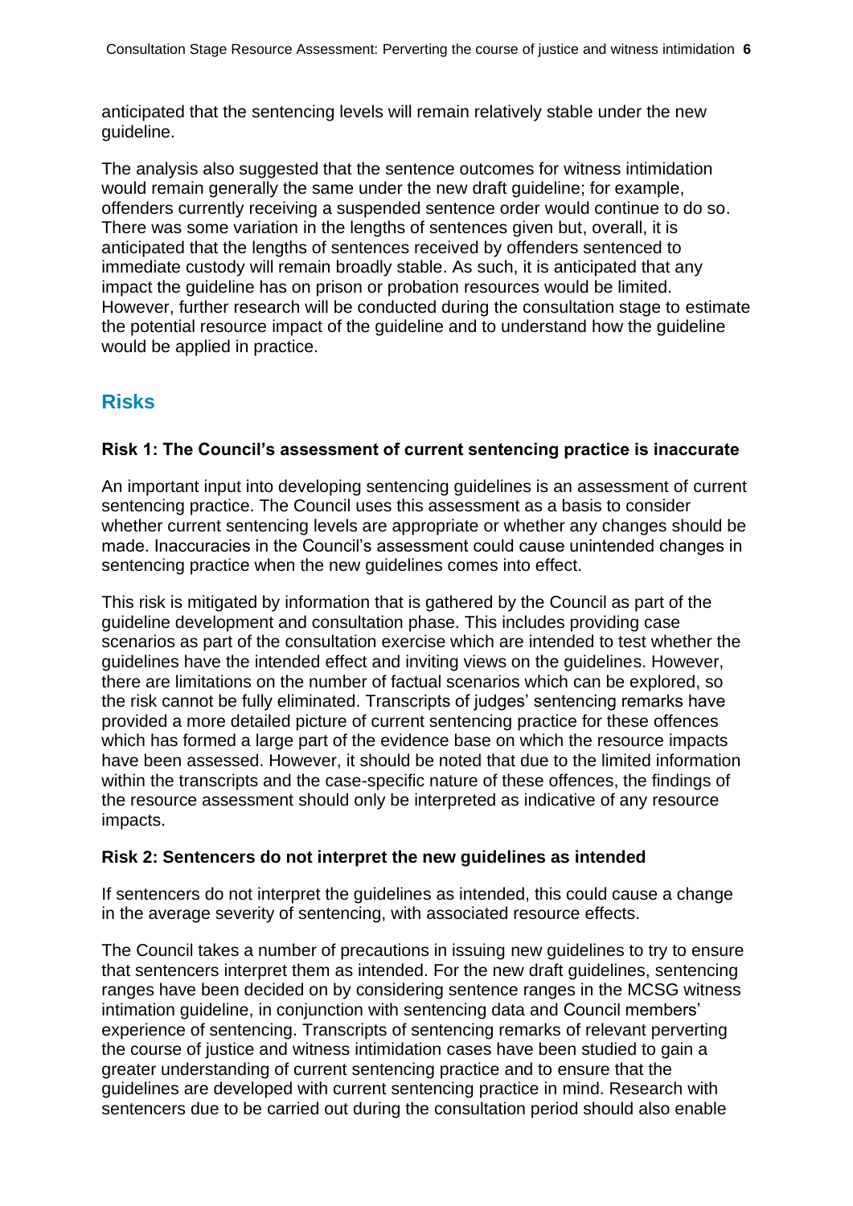anticipated that the sentencing levels will remain relatively stable under the new guideline.

The analysis also suggested that the sentence outcomes for witness intimidation would remain generally the same under the new draft guideline; for example, offenders currently receiving a suspended sentence order would continue to do so. There was some variation in the lengths of sentences given but, overall, it is anticipated that the lengths of sentences received by offenders sentenced to immediate custody will remain broadly stable. As such, it is anticipated that any impact the guideline has on prison or probation resources would be limited. However, further research will be conducted during the consultation stage to estimate the potential resource impact of the guideline and to understand how the guideline would be applied in practice.

## Risks

**Risk 1: The Council's assessment of current sentencing practice is inaccurate**

An important input into developing sentencing guidelines is an assessment of current sentencing practice. The Council uses this assessment as a basis to consider whether current sentencing levels are appropriate or whether any changes should be made. Inaccuracies in the Council's assessment could cause unintended changes in sentencing practice when the new guidelines comes into effect.

This risk is mitigated by information that is gathered by the Council as part of the guideline development and consultation phase. This includes providing case scenarios as part of the consultation exercise which are intended to test whether the guidelines have the intended effect and inviting views on the guidelines. However, there are limitations on the number of factual scenarios which can be explored, so the risk cannot be fully eliminated. Transcripts of judges' sentencing remarks have provided a more detailed picture of current sentencing practice for these offences which has formed a large part of the evidence base on which the resource impacts have been assessed. However, it should be noted that due to the limited information within the transcripts and the case-specific nature of these offences, the findings of the resource assessment should only be interpreted as indicative of any resource impacts.

**Risk 2: Sentencers do not interpret the new guidelines as intended**

If sentencers do not interpret the guidelines as intended, this could cause a change in the average severity of sentencing, with associated resource effects.

The Council takes a number of precautions in issuing new guidelines to try to ensure that sentencers interpret them as intended. For the new draft guidelines, sentencing ranges have been decided on by considering sentence ranges in the MCSG witness intimation guideline, in conjunction with sentencing data and Council members' experience of sentencing. Transcripts of sentencing remarks of relevant perverting the course of justice and witness intimidation cases have been studied to gain a greater understanding of current sentencing practice and to ensure that the guidelines are developed with current sentencing practice in mind. Research with sentencers due to be carried out during the consultation period should also enable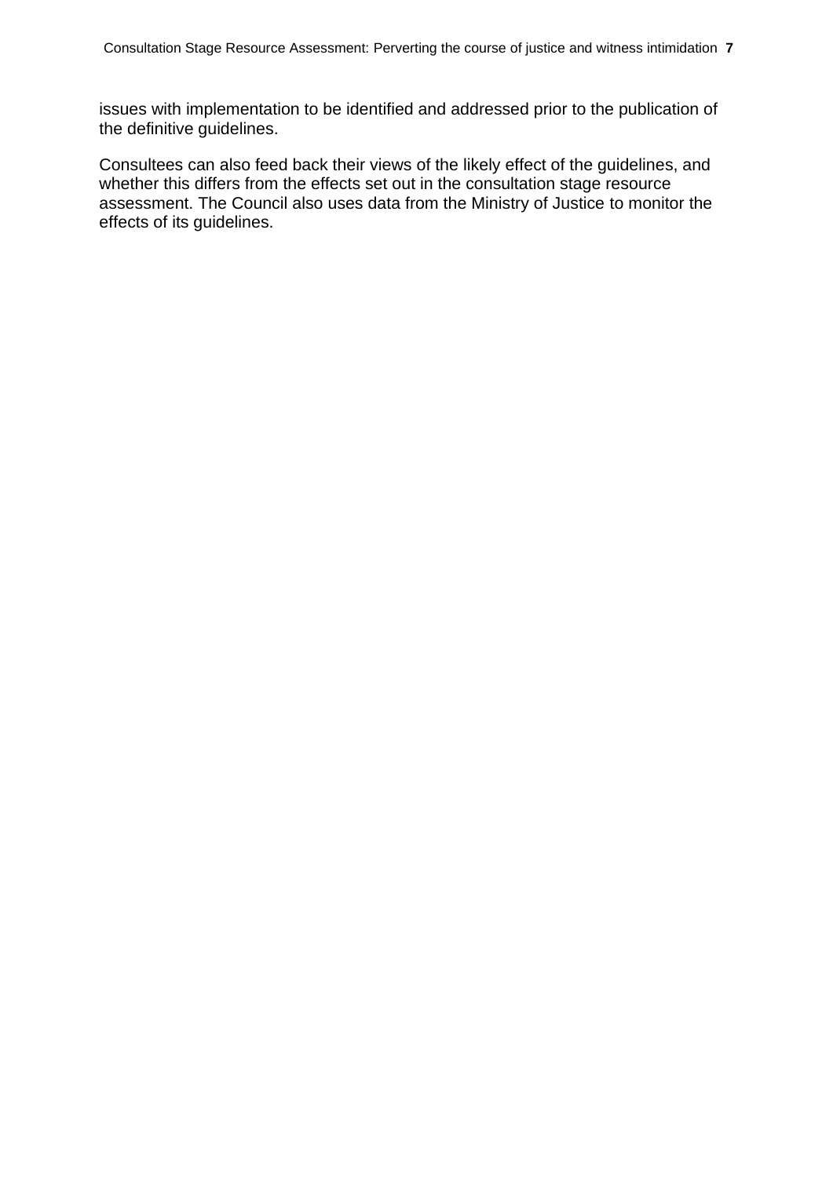issues with implementation to be identified and addressed prior to the publication of the definitive guidelines.

Consultees can also feed back their views of the likely effect of the guidelines, and whether this differs from the effects set out in the consultation stage resource assessment. The Council also uses data from the Ministry of Justice to monitor the effects of its guidelines.